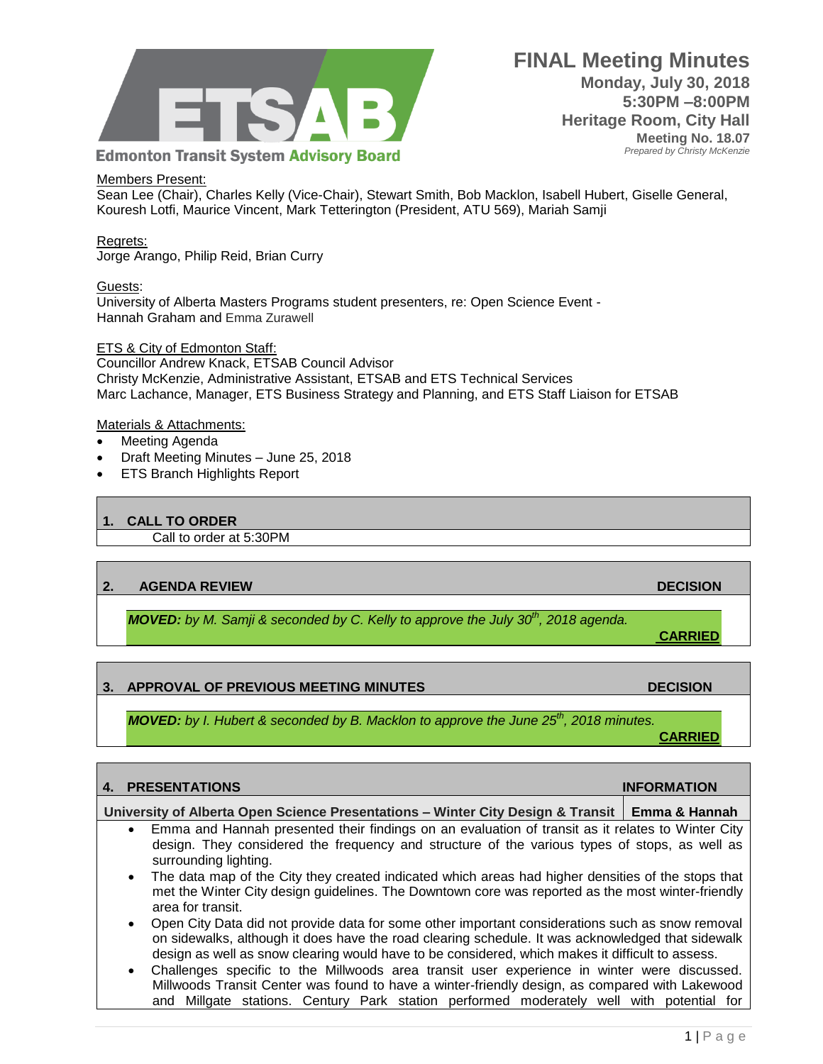**Edmonton Transit System Advisory Board**

# FINAL Meeting Minutes

**Monday, July 30, 2018**
**5:30PM –8:00PM**
**Heritage Room, City Hall**
**Meeting No. 18.07**
*Prepared by Christy McKenzie*

Members Present:
Sean Lee (Chair), Charles Kelly (Vice-Chair), Stewart Smith, Bob Macklon, Isabell Hubert, Giselle General, Kouresh Lotfi, Maurice Vincent, Mark Tetterington (President, ATU 569), Mariah Samji

Regrets:
Jorge Arango, Philip Reid, Brian Curry

Guests:
University of Alberta Masters Programs student presenters, re: Open Science Event - Hannah Graham and Emma Zurawell

ETS & City of Edmonton Staff:
Councillor Andrew Knack, ETSAB Council Advisor
Christy McKenzie, Administrative Assistant, ETSAB and ETS Technical Services
Marc Lachance, Manager, ETS Business Strategy and Planning, and ETS Staff Liaison for ETSAB

Materials & Attachments:
- Meeting Agenda
- Draft Meeting Minutes – June 25, 2018
- ETS Branch Highlights Report

## 1. CALL TO ORDER

Call to order at 5:30PM

## 2. AGENDA REVIEW — DECISION

***MOVED:** by M. Samji & seconded by C. Kelly to approve the July 30th, 2018 agenda.*

**CARRIED**

## 3. APPROVAL OF PREVIOUS MEETING MINUTES — DECISION

***MOVED:** by I. Hubert & seconded by B. Macklon to approve the June 25th, 2018 minutes.*

**CARRIED**

## 4. PRESENTATIONS — INFORMATION

**University of Alberta Open Science Presentations – Winter City Design & Transit** | **Emma & Hannah**

- Emma and Hannah presented their findings on an evaluation of transit as it relates to Winter City design. They considered the frequency and structure of the various types of stops, as well as surrounding lighting.
- The data map of the City they created indicated which areas had higher densities of the stops that met the Winter City design guidelines. The Downtown core was reported as the most winter-friendly area for transit.
- Open City Data did not provide data for some other important considerations such as snow removal on sidewalks, although it does have the road clearing schedule. It was acknowledged that sidewalk design as well as snow clearing would have to be considered, which makes it difficult to assess.
- Challenges specific to the Millwoods area transit user experience in winter were discussed. Millwoods Transit Center was found to have a winter-friendly design, as compared with Lakewood and Millgate stations. Century Park station performed moderately well with potential for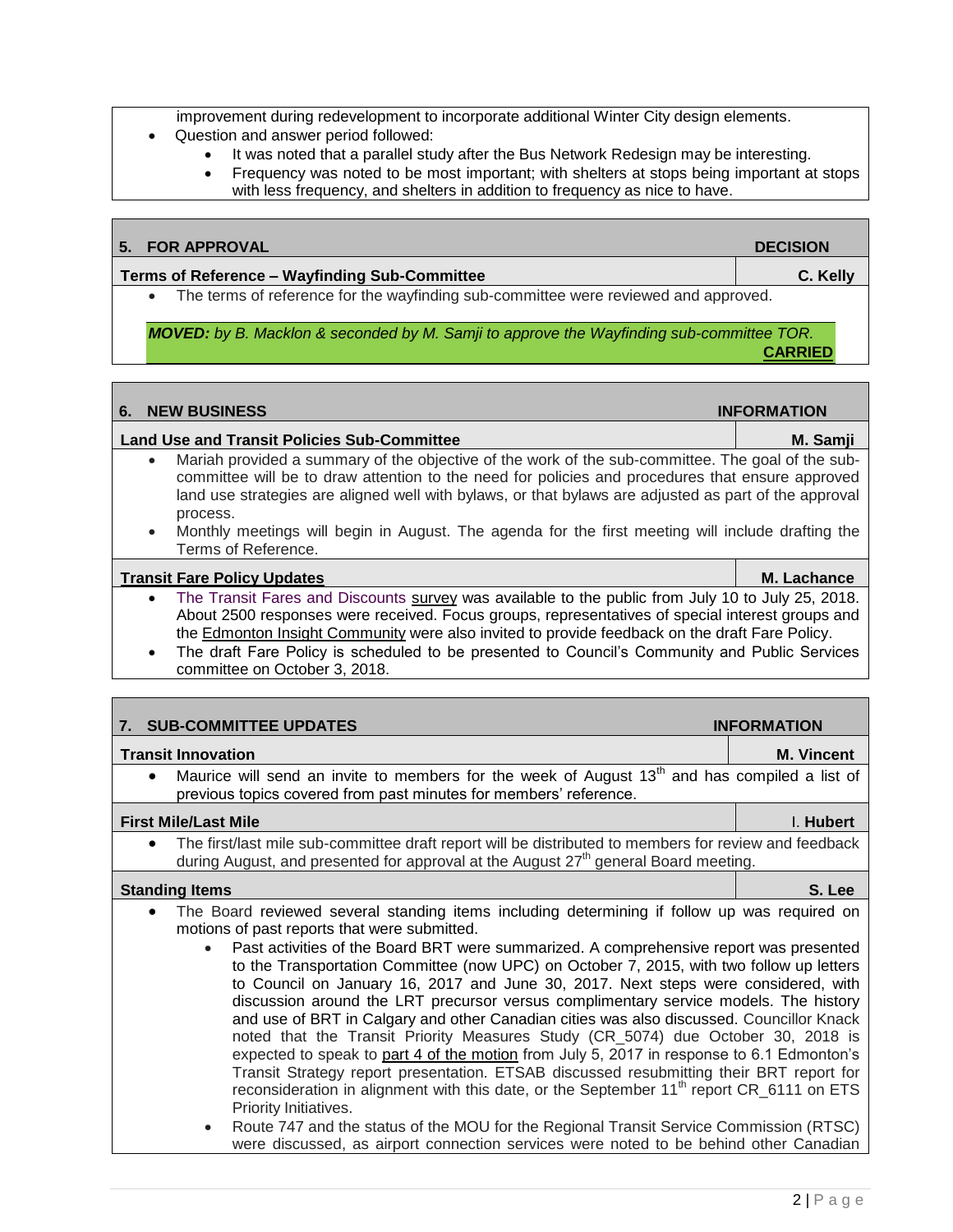improvement during redevelopment to incorporate additional Winter City design elements.

- Question and answer period followed:
  - It was noted that a parallel study after the Bus Network Redesign may be interesting.
  - Frequency was noted to be most important; with shelters at stops being important at stops with less frequency, and shelters in addition to frequency as nice to have.

| **5. FOR APPROVAL** | **DECISION** |
|---|---|
| **Terms of Reference – Wayfinding Sub-Committee** | **C. Kelly** |

- The terms of reference for the wayfinding sub-committee were reviewed and approved.

***MOVED:*** *by B. Macklon & seconded by M. Samji to approve the Wayfinding sub-committee TOR.* **CARRIED**

| **6. NEW BUSINESS** | **INFORMATION** |
|---|---|
| **Land Use and Transit Policies Sub-Committee** | **M. Samji** |

- Mariah provided a summary of the objective of the work of the sub-committee. The goal of the sub-committee will be to draw attention to the need for policies and procedures that ensure approved land use strategies are aligned well with bylaws, or that bylaws are adjusted as part of the approval process.
- Monthly meetings will begin in August. The agenda for the first meeting will include drafting the Terms of Reference.

| **Transit Fare Policy Updates** | **M. Lachance** |
|---|---|

- The Transit Fares and Discounts survey was available to the public from July 10 to July 25, 2018. About 2500 responses were received. Focus groups, representatives of special interest groups and the Edmonton Insight Community were also invited to provide feedback on the draft Fare Policy.
- The draft Fare Policy is scheduled to be presented to Council's Community and Public Services committee on October 3, 2018.

| **7. SUB-COMMITTEE UPDATES** | **INFORMATION** |
|---|---|
| **Transit Innovation** | **M. Vincent** |

- Maurice will send an invite to members for the week of August 13th and has compiled a list of previous topics covered from past minutes for members' reference.

| **First Mile/Last Mile** | **I. Hubert** |
|---|---|

- The first/last mile sub-committee draft report will be distributed to members for review and feedback during August, and presented for approval at the August 27th general Board meeting.

| **Standing Items** | **S. Lee** |
|---|---|

- The Board reviewed several standing items including determining if follow up was required on motions of past reports that were submitted.
  - Past activities of the Board BRT were summarized. A comprehensive report was presented to the Transportation Committee (now UPC) on October 7, 2015, with two follow up letters to Council on January 16, 2017 and June 30, 2017. Next steps were considered, with discussion around the LRT precursor versus complimentary service models. The history and use of BRT in Calgary and other Canadian cities was also discussed. Councillor Knack noted that the Transit Priority Measures Study (CR_5074) due October 30, 2018 is expected to speak to part 4 of the motion from July 5, 2017 in response to 6.1 Edmonton's Transit Strategy report presentation. ETSAB discussed resubmitting their BRT report for reconsideration in alignment with this date, or the September 11th report CR_6111 on ETS Priority Initiatives.
  - Route 747 and the status of the MOU for the Regional Transit Service Commission (RTSC) were discussed, as airport connection services were noted to be behind other Canadian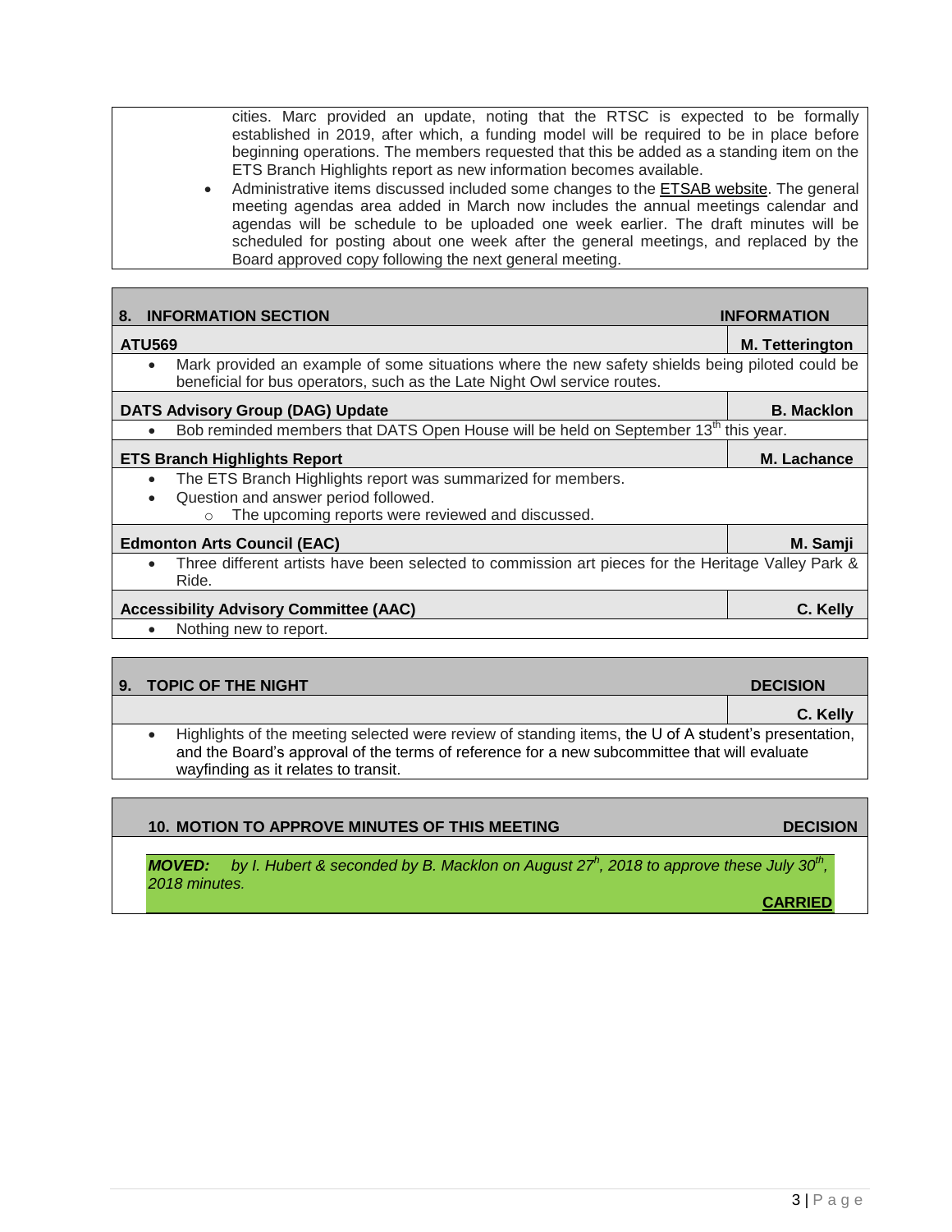cities. Marc provided an update, noting that the RTSC is expected to be formally established in 2019, after which, a funding model will be required to be in place before beginning operations. The members requested that this be added as a standing item on the ETS Branch Highlights report as new information becomes available.

- Administrative items discussed included some changes to the ETSAB website. The general meeting agendas area added in March now includes the annual meetings calendar and agendas will be schedule to be uploaded one week earlier. The draft minutes will be scheduled for posting about one week after the general meetings, and replaced by the Board approved copy following the next general meeting.

## 8. INFORMATION SECTION — INFORMATION

**ATU569** — **M. Tetterington**

- Mark provided an example of some situations where the new safety shields being piloted could be beneficial for bus operators, such as the Late Night Owl service routes.

**DATS Advisory Group (DAG) Update** — **B. Macklon**

- Bob reminded members that DATS Open House will be held on September 13th this year.

**ETS Branch Highlights Report** — **M. Lachance**

- The ETS Branch Highlights report was summarized for members.
- Question and answer period followed.
  - The upcoming reports were reviewed and discussed.

**Edmonton Arts Council (EAC)** — **M. Samji**

- Three different artists have been selected to commission art pieces for the Heritage Valley Park & Ride.

**Accessibility Advisory Committee (AAC)** — **C. Kelly**

- Nothing new to report.

## 9. TOPIC OF THE NIGHT — DECISION

**C. Kelly**

- Highlights of the meeting selected were review of standing items, the U of A student's presentation, and the Board's approval of the terms of reference for a new subcommittee that will evaluate wayfinding as it relates to transit.

## 10. MOTION TO APPROVE MINUTES OF THIS MEETING — DECISION

***MOVED:*** *by I. Hubert & seconded by B. Macklon on August 27h, 2018 to approve these July 30th, 2018 minutes.*

**CARRIED**